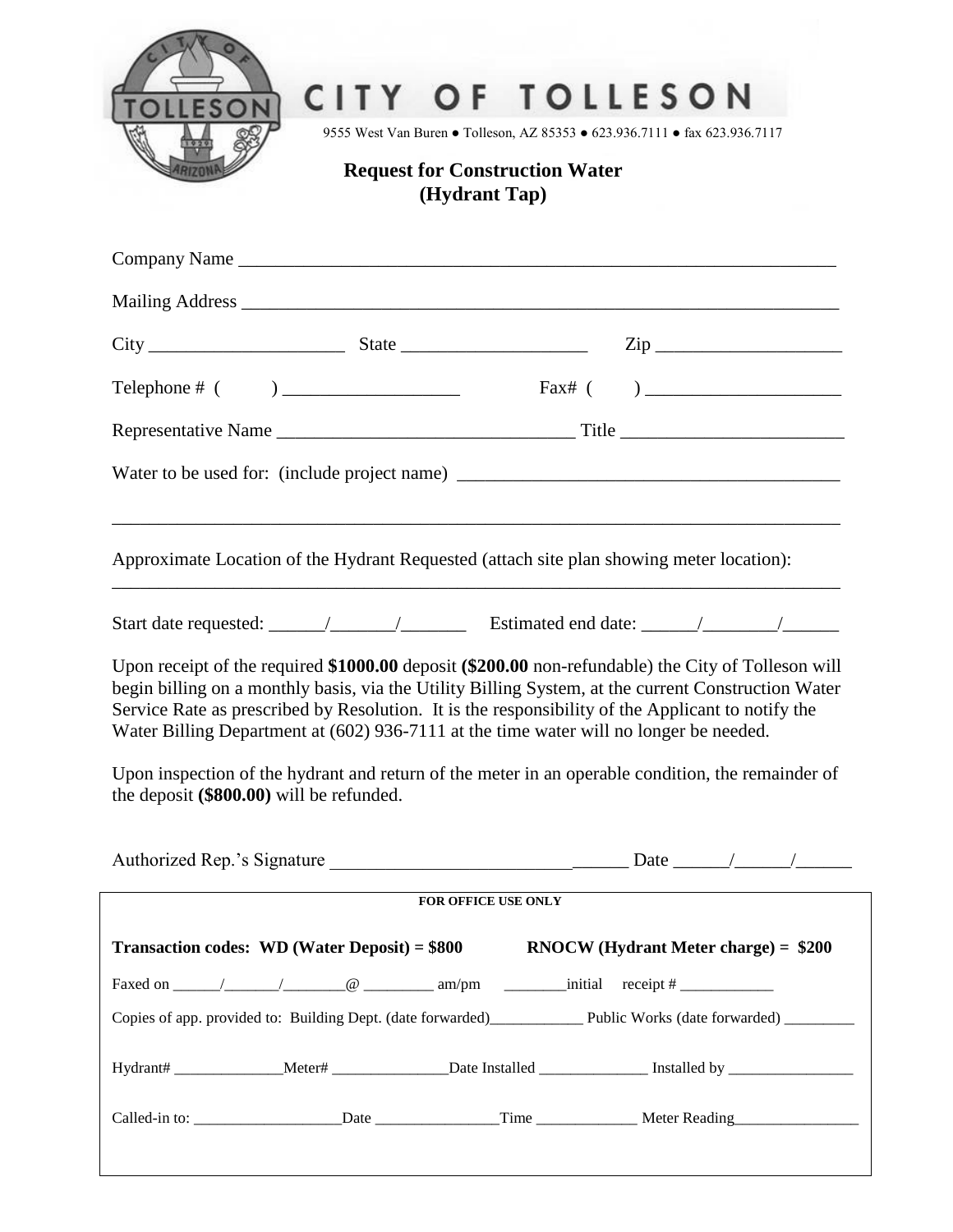# CITY OF TOLLESON

9555 West Van Buren ● Tolleson, AZ 85353 ● 623.936.7111 ● fax 623.936.7117

## Request for Construction Water (Hydrant Tap)

Company Name ______________________________________________________________

Mailing Address ______________________________________________________________

City ____________________ State ___________________ Zip ___________________

Telephone # ( ) _________________ Fax# ( ) ____________________

Representative Name ______________________________ Title ______________________

Water to be used for: (include project name) ________________________________________

_______________________________________________________________________________

Approximate Location of the Hydrant Requested (attach site plan showing meter location):

_______________________________________________________________________________

Start date requested: _____/______/______ Estimated end date: _____/_______/_____

Upon receipt of the required **$1000.00** deposit **($200.00** non-refundable) the City of Tolleson will begin billing on a monthly basis, via the Utility Billing System, at the current Construction Water Service Rate as prescribed by Resolution. It is the responsibility of the Applicant to notify the Water Billing Department at (602) 936-7111 at the time water will no longer be needed.

Upon inspection of the hydrant and return of the meter in an operable condition, the remainder of the deposit **($800.00)** will be refunded.

Authorized Rep.'s Signature ______________________________ Date _____/_____/_____

---

**FOR OFFICE USE ONLY**

**Transaction codes: WD (Water Deposit) = $800 RNOCW (Hydrant Meter charge) = $200**

Faxed on _____/______/_______@ ________ am/pm _______initial receipt # ___________

Copies of app. provided to: Building Dept. (date forwarded)___________ Public Works (date forwarded) ________

Hydrant# _____________Meter# ______________Date Installed _____________ Installed by _______________

Called-in to: _________________Date _______________Time ____________ Meter Reading_______________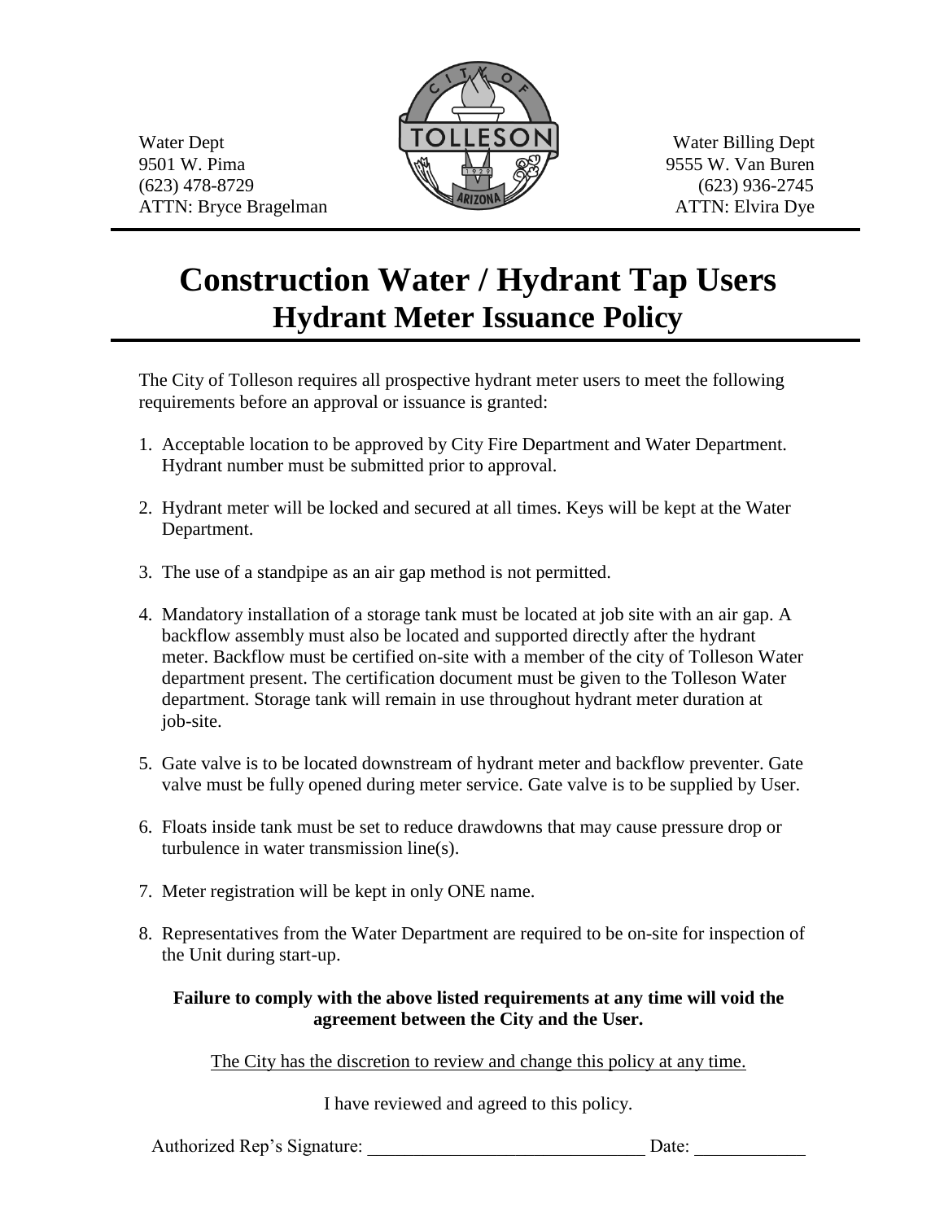Water Dept
9501 W. Pima
(623) 478-8729
ATTN: Bryce Bragelman

Water Billing Dept
9555 W. Van Buren
(623) 936-2745
ATTN: Elvira Dye

# Construction Water / Hydrant Tap Users
## Hydrant Meter Issuance Policy

The City of Tolleson requires all prospective hydrant meter users to meet the following requirements before an approval or issuance is granted:

1. Acceptable location to be approved by City Fire Department and Water Department. Hydrant number must be submitted prior to approval.

2. Hydrant meter will be locked and secured at all times. Keys will be kept at the Water Department.

3. The use of a standpipe as an air gap method is not permitted.

4. Mandatory installation of a storage tank must be located at job site with an air gap. A backflow assembly must also be located and supported directly after the hydrant meter. Backflow must be certified on-site with a member of the city of Tolleson Water department present. The certification document must be given to the Tolleson Water department. Storage tank will remain in use throughout hydrant meter duration at job-site.

5. Gate valve is to be located downstream of hydrant meter and backflow preventer. Gate valve must be fully opened during meter service. Gate valve is to be supplied by User.

6. Floats inside tank must be set to reduce drawdowns that may cause pressure drop or turbulence in water transmission line(s).

7. Meter registration will be kept in only ONE name.

8. Representatives from the Water Department are required to be on-site for inspection of the Unit during start-up.

**Failure to comply with the above listed requirements at any time will void the agreement between the City and the User.**

The City has the discretion to review and change this policy at any time.

I have reviewed and agreed to this policy.

Authorized Rep's Signature: ______________________________ Date: ____________